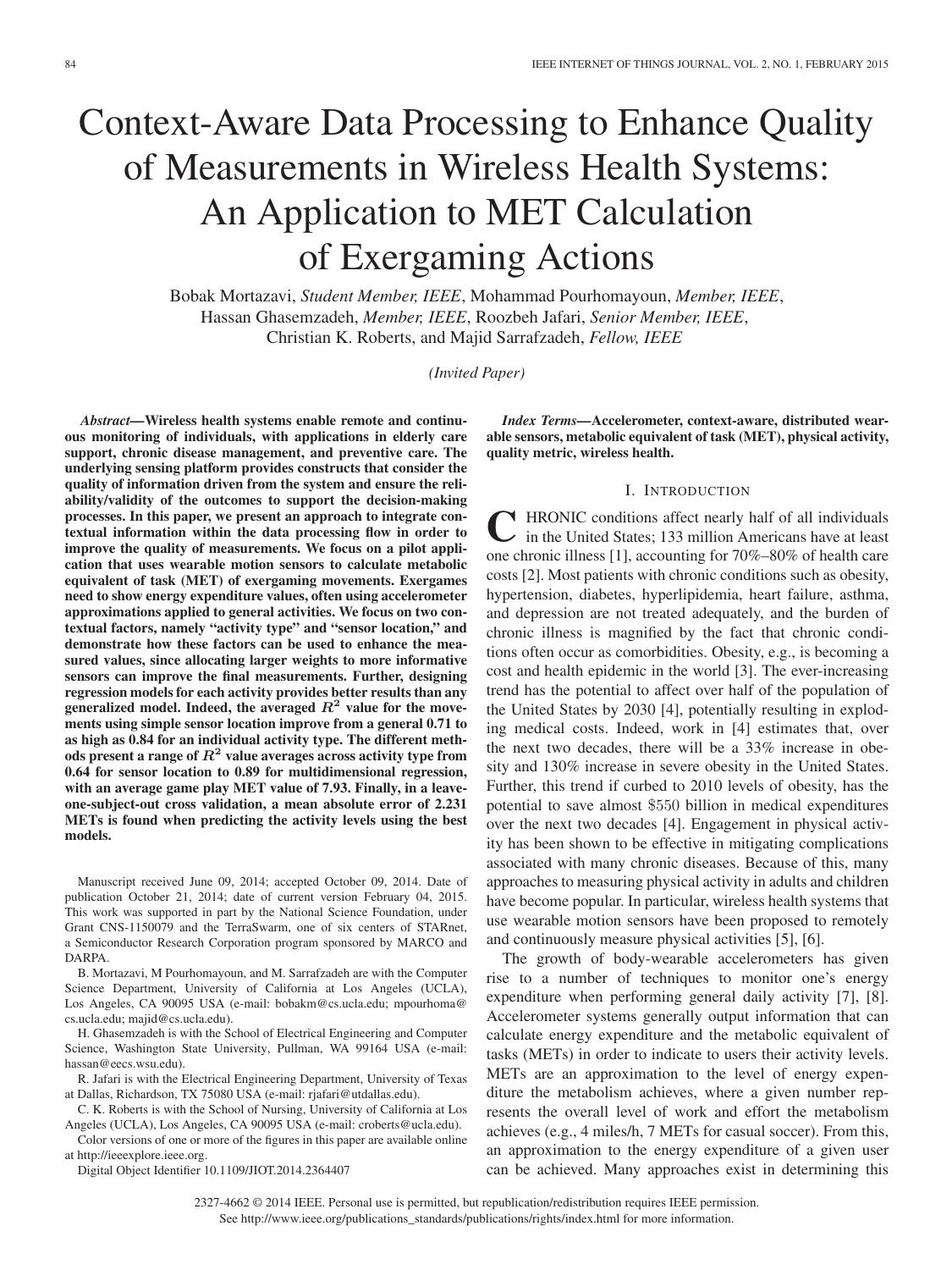# Context-Aware Data Processing to Enhance Quality of Measurements in Wireless Health Systems: An Application to MET Calculation of Exergaming Actions

Bobak Mortazavi, *Student Member, IEEE*, Mohammad Pourhomayoun, *Member, IEEE*, Hassan Ghasemzadeh, *Member, IEEE*, Roozbeh Jafari, *Senior Member, IEEE*, Christian K. Roberts, and Majid Sarrafzadeh, *Fellow, IEEE*

*(Invited Paper)*

***Abstract*—Wireless health systems enable remote and continuous monitoring of individuals, with applications in elderly care support, chronic disease management, and preventive care. The underlying sensing platform provides constructs that consider the quality of information driven from the system and ensure the reliability/validity of the outcomes to support the decision-making processes. In this paper, we present an approach to integrate contextual information within the data processing flow in order to improve the quality of measurements. We focus on a pilot application that uses wearable motion sensors to calculate metabolic equivalent of task (MET) of exergaming movements. Exergames need to show energy expenditure values, often using accelerometer approximations applied to general activities. We focus on two contextual factors, namely "activity type" and "sensor location," and demonstrate how these factors can be used to enhance the measured values, since allocating larger weights to more informative sensors can improve the final measurements. Further, designing regression models for each activity provides better results than any generalized model. Indeed, the averaged $R^2$ value for the movements using simple sensor location improve from a general 0.71 to as high as 0.84 for an individual activity type. The different methods present a range of $R^2$ value averages across activity type from 0.64 for sensor location to 0.89 for multidimensional regression, with an average game play MET value of 7.93. Finally, in a leave-one-subject-out cross validation, a mean absolute error of 2.231 METs is found when predicting the activity levels using the best models.**

***Index Terms*—Accelerometer, context-aware, distributed wearable sensors, metabolic equivalent of task (MET), physical activity, quality metric, wireless health.**

Manuscript received June 09, 2014; accepted October 09, 2014. Date of publication October 21, 2014; date of current version February 04, 2015. This work was supported in part by the National Science Foundation, under Grant CNS-1150079 and the TerraSwarm, one of six centers of STARnet, a Semiconductor Research Corporation program sponsored by MARCO and DARPA.

B. Mortazavi, M Pourhomayoun, and M. Sarrafzadeh are with the Computer Science Department, University of California at Los Angeles (UCLA), Los Angeles, CA 90095 USA (e-mail: bobakm@cs.ucla.edu; mpourhoma@cs.ucla.edu; majid@cs.ucla.edu).

H. Ghasemzadeh is with the School of Electrical Engineering and Computer Science, Washington State University, Pullman, WA 99164 USA (e-mail: hassan@eecs.wsu.edu).

R. Jafari is with the Electrical Engineering Department, University of Texas at Dallas, Richardson, TX 75080 USA (e-mail: rjafari@utdallas.edu).

C. K. Roberts is with the School of Nursing, University of California at Los Angeles (UCLA), Los Angeles, CA 90095 USA (e-mail: croberts@ucla.edu).

Color versions of one or more of the figures in this paper are available online at http://ieeexplore.ieee.org.

Digital Object Identifier 10.1109/JIOT.2014.2364407

## I. Introduction

Chronic conditions affect nearly half of all individuals in the United States; 133 million Americans have at least one chronic illness [1], accounting for 70%–80% of health care costs [2]. Most patients with chronic conditions such as obesity, hypertension, diabetes, hyperlipidemia, heart failure, asthma, and depression are not treated adequately, and the burden of chronic illness is magnified by the fact that chronic conditions often occur as comorbidities. Obesity, e.g., is becoming a cost and health epidemic in the world [3]. The ever-increasing trend has the potential to affect over half of the population of the United States by 2030 [4], potentially resulting in exploding medical costs. Indeed, work in [4] estimates that, over the next two decades, there will be a 33% increase in obesity and 130% increase in severe obesity in the United States. Further, this trend if curbed to 2010 levels of obesity, has the potential to save almost \$550 billion in medical expenditures over the next two decades [4]. Engagement in physical activity has been shown to be effective in mitigating complications associated with many chronic diseases. Because of this, many approaches to measuring physical activity in adults and children have become popular. In particular, wireless health systems that use wearable motion sensors have been proposed to remotely and continuously measure physical activities [5], [6].

The growth of body-wearable accelerometers has given rise to a number of techniques to monitor one's energy expenditure when performing general daily activity [7], [8]. Accelerometer systems generally output information that can calculate energy expenditure and the metabolic equivalent of tasks (METs) in order to indicate to users their activity levels. METs are an approximation to the level of energy expenditure the metabolism achieves, where a given number represents the overall level of work and effort the metabolism achieves (e.g., 4 miles/h, 7 METs for casual soccer). From this, an approximation to the energy expenditure of a given user can be achieved. Many approaches exist in determining this

2327-4662 © 2014 IEEE. Personal use is permitted, but republication/redistribution requires IEEE permission. See http://www.ieee.org/publications_standards/publications/rights/index.html for more information.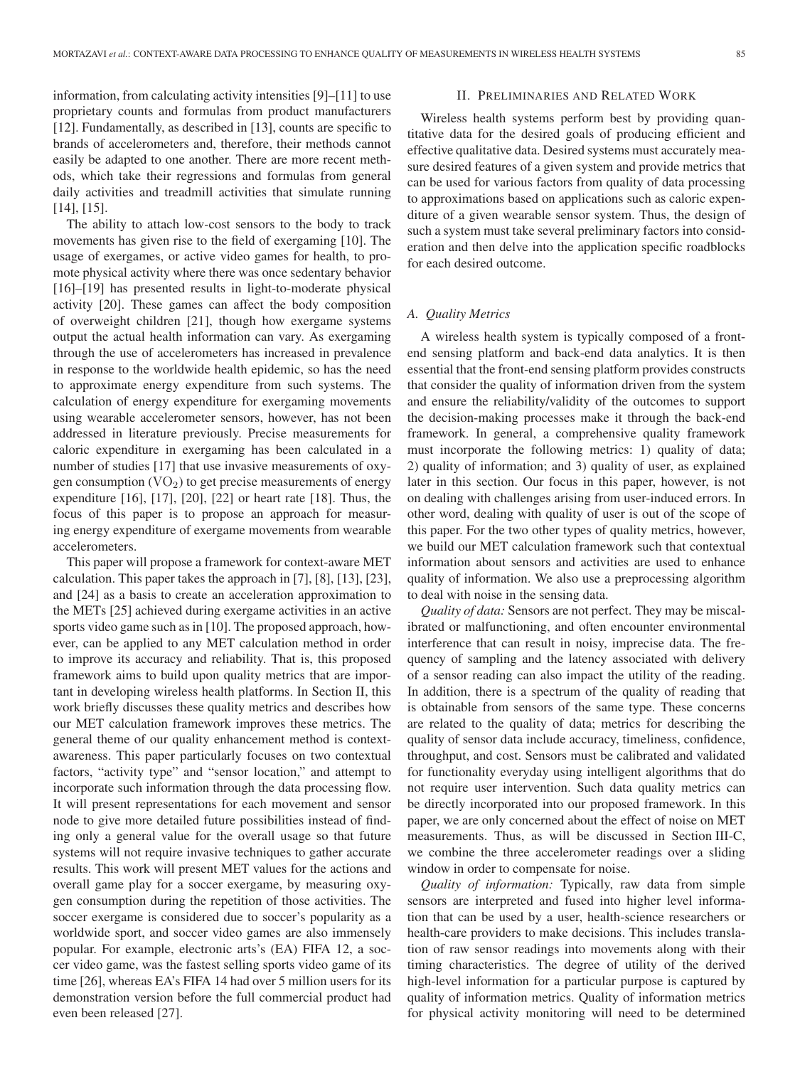information, from calculating activity intensities [9]–[11] to use proprietary counts and formulas from product manufacturers [12]. Fundamentally, as described in [13], counts are specific to brands of accelerometers and, therefore, their methods cannot easily be adapted to one another. There are more recent methods, which take their regressions and formulas from general daily activities and treadmill activities that simulate running [14], [15].

The ability to attach low-cost sensors to the body to track movements has given rise to the field of exergaming [10]. The usage of exergames, or active video games for health, to promote physical activity where there was once sedentary behavior [16]–[19] has presented results in light-to-moderate physical activity [20]. These games can affect the body composition of overweight children [21], though how exergame systems output the actual health information can vary. As exergaming through the use of accelerometers has increased in prevalence in response to the worldwide health epidemic, so has the need to approximate energy expenditure from such systems. The calculation of energy expenditure for exergaming movements using wearable accelerometer sensors, however, has not been addressed in literature previously. Precise measurements for caloric expenditure in exergaming has been calculated in a number of studies [17] that use invasive measurements of oxygen consumption ($VO_2$) to get precise measurements of energy expenditure [16], [17], [20], [22] or heart rate [18]. Thus, the focus of this paper is to propose an approach for measuring energy expenditure of exergame movements from wearable accelerometers.

This paper will propose a framework for context-aware MET calculation. This paper takes the approach in [7], [8], [13], [23], and [24] as a basis to create an acceleration approximation to the METs [25] achieved during exergame activities in an active sports video game such as in [10]. The proposed approach, however, can be applied to any MET calculation method in order to improve its accuracy and reliability. That is, this proposed framework aims to build upon quality metrics that are important in developing wireless health platforms. In Section II, this work briefly discusses these quality metrics and describes how our MET calculation framework improves these metrics. The general theme of our quality enhancement method is context-awareness. This paper particularly focuses on two contextual factors, "activity type" and "sensor location," and attempt to incorporate such information through the data processing flow. It will present representations for each movement and sensor node to give more detailed future possibilities instead of finding only a general value for the overall usage so that future systems will not require invasive techniques to gather accurate results. This work will present MET values for the actions and overall game play for a soccer exergame, by measuring oxygen consumption during the repetition of those activities. The soccer exergame is considered due to soccer's popularity as a worldwide sport, and soccer video games are also immensely popular. For example, electronic arts's (EA) FIFA 12, a soccer video game, was the fastest selling sports video game of its time [26], whereas EA's FIFA 14 had over 5 million users for its demonstration version before the full commercial product had even been released [27].

## II. Preliminaries and Related Work

Wireless health systems perform best by providing quantitative data for the desired goals of producing efficient and effective qualitative data. Desired systems must accurately measure desired features of a given system and provide metrics that can be used for various factors from quality of data processing to approximations based on applications such as caloric expenditure of a given wearable sensor system. Thus, the design of such a system must take several preliminary factors into consideration and then delve into the application specific roadblocks for each desired outcome.

### A. Quality Metrics

A wireless health system is typically composed of a front-end sensing platform and back-end data analytics. It is then essential that the front-end sensing platform provides constructs that consider the quality of information driven from the system and ensure the reliability/validity of the outcomes to support the decision-making processes make it through the back-end framework. In general, a comprehensive quality framework must incorporate the following metrics: 1) quality of data; 2) quality of information; and 3) quality of user, as explained later in this section. Our focus in this paper, however, is not on dealing with challenges arising from user-induced errors. In other word, dealing with quality of user is out of the scope of this paper. For the two other types of quality metrics, however, we build our MET calculation framework such that contextual information about sensors and activities are used to enhance quality of information. We also use a preprocessing algorithm to deal with noise in the sensing data.

*Quality of data:* Sensors are not perfect. They may be miscalibrated or malfunctioning, and often encounter environmental interference that can result in noisy, imprecise data. The frequency of sampling and the latency associated with delivery of a sensor reading can also impact the utility of the reading. In addition, there is a spectrum of the quality of reading that is obtainable from sensors of the same type. These concerns are related to the quality of data; metrics for describing the quality of sensor data include accuracy, timeliness, confidence, throughput, and cost. Sensors must be calibrated and validated for functionality everyday using intelligent algorithms that do not require user intervention. Such data quality metrics can be directly incorporated into our proposed framework. In this paper, we are only concerned about the effect of noise on MET measurements. Thus, as will be discussed in Section III-C, we combine the three accelerometer readings over a sliding window in order to compensate for noise.

*Quality of information:* Typically, raw data from simple sensors are interpreted and fused into higher level information that can be used by a user, health-science researchers or health-care providers to make decisions. This includes translation of raw sensor readings into movements along with their timing characteristics. The degree of utility of the derived high-level information for a particular purpose is captured by quality of information metrics. Quality of information metrics for physical activity monitoring will need to be determined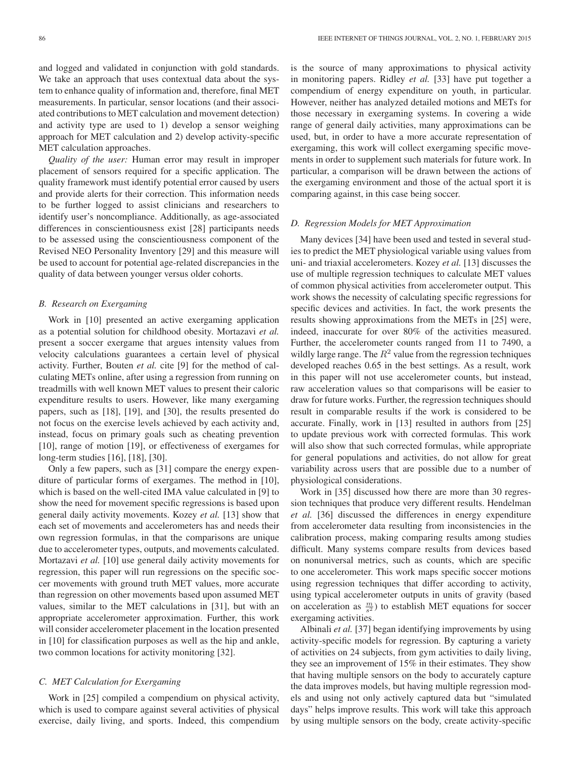and logged and validated in conjunction with gold standards. We take an approach that uses contextual data about the system to enhance quality of information and, therefore, final MET measurements. In particular, sensor locations (and their associated contributions to MET calculation and movement detection) and activity type are used to 1) develop a sensor weighing approach for MET calculation and 2) develop activity-specific MET calculation approaches.

*Quality of the user:* Human error may result in improper placement of sensors required for a specific application. The quality framework must identify potential error caused by users and provide alerts for their correction. This information needs to be further logged to assist clinicians and researchers to identify user's noncompliance. Additionally, as age-associated differences in conscientiousness exist [28] participants needs to be assessed using the conscientiousness component of the Revised NEO Personality Inventory [29] and this measure will be used to account for potential age-related discrepancies in the quality of data between younger versus older cohorts.

### B. Research on Exergaming

Work in [10] presented an active exergaming application as a potential solution for childhood obesity. Mortazavi *et al.* present a soccer exergame that argues intensity values from velocity calculations guarantees a certain level of physical activity. Further, Bouten *et al.* cite [9] for the method of calculating METs online, after using a regression from running on treadmills with well known MET values to present their caloric expenditure results to users. However, like many exergaming papers, such as [18], [19], and [30], the results presented do not focus on the exercise levels achieved by each activity and, instead, focus on primary goals such as cheating prevention [10], range of motion [19], or effectiveness of exergames for long-term studies [16], [18], [30].

Only a few papers, such as [31] compare the energy expenditure of particular forms of exergames. The method in [10], which is based on the well-cited IMA value calculated in [9] to show the need for movement specific regressions is based upon general daily activity movements. Kozey *et al.* [13] show that each set of movements and accelerometers has and needs their own regression formulas, in that the comparisons are unique due to accelerometer types, outputs, and movements calculated. Mortazavi *et al.* [10] use general daily activity movements for regression, this paper will run regressions on the specific soccer movements with ground truth MET values, more accurate than regression on other movements based upon assumed MET values, similar to the MET calculations in [31], but with an appropriate accelerometer approximation. Further, this work will consider accelerometer placement in the location presented in [10] for classification purposes as well as the hip and ankle, two common locations for activity monitoring [32].

### C. MET Calculation for Exergaming

Work in [25] compiled a compendium on physical activity, which is used to compare against several activities of physical exercise, daily living, and sports. Indeed, this compendium is the source of many approximations to physical activity in monitoring papers. Ridley *et al.* [33] have put together a compendium of energy expenditure on youth, in particular. However, neither has analyzed detailed motions and METs for those necessary in exergaming systems. In covering a wide range of general daily activities, many approximations can be used, but, in order to have a more accurate representation of exergaming, this work will collect exergaming specific movements in order to supplement such materials for future work. In particular, a comparison will be drawn between the actions of the exergaming environment and those of the actual sport it is comparing against, in this case being soccer.

### D. Regression Models for MET Approximation

Many devices [34] have been used and tested in several studies to predict the MET physiological variable using values from uni- and triaxial accelerometers. Kozey *et al.* [13] discusses the use of multiple regression techniques to calculate MET values of common physical activities from accelerometer output. This work shows the necessity of calculating specific regressions for specific devices and activities. In fact, the work presents the results showing approximations from the METs in [25] were, indeed, inaccurate for over 80% of the activities measured. Further, the accelerometer counts ranged from 11 to 7490, a wildly large range. The $R^2$ value from the regression techniques developed reaches 0.65 in the best settings. As a result, work in this paper will not use accelerometer counts, but instead, raw acceleration values so that comparisons will be easier to draw for future works. Further, the regression techniques should result in comparable results if the work is considered to be accurate. Finally, work in [13] resulted in authors from [25] to update previous work with corrected formulas. This work will also show that such corrected formulas, while appropriate for general populations and activities, do not allow for great variability across users that are possible due to a number of physiological considerations.

Work in [35] discussed how there are more than 30 regression techniques that produce very different results. Hendelman *et al.* [36] discussed the differences in energy expenditure from accelerometer data resulting from inconsistencies in the calibration process, making comparing results among studies difficult. Many systems compare results from devices based on nonuniversal metrics, such as counts, which are specific to one accelerometer. This work maps specific soccer motions using regression techniques that differ according to activity, using typical accelerometer outputs in units of gravity (based on acceleration as $\frac{m}{s^2}$) to establish MET equations for soccer exergaming activities.

Albinali *et al.* [37] began identifying improvements by using activity-specific models for regression. By capturing a variety of activities on 24 subjects, from gym activities to daily living, they see an improvement of 15% in their estimates. They show that having multiple sensors on the body to accurately capture the data improves models, but having multiple regression models and using not only actively captured data but "simulated days" helps improve results. This work will take this approach by using multiple sensors on the body, create activity-specific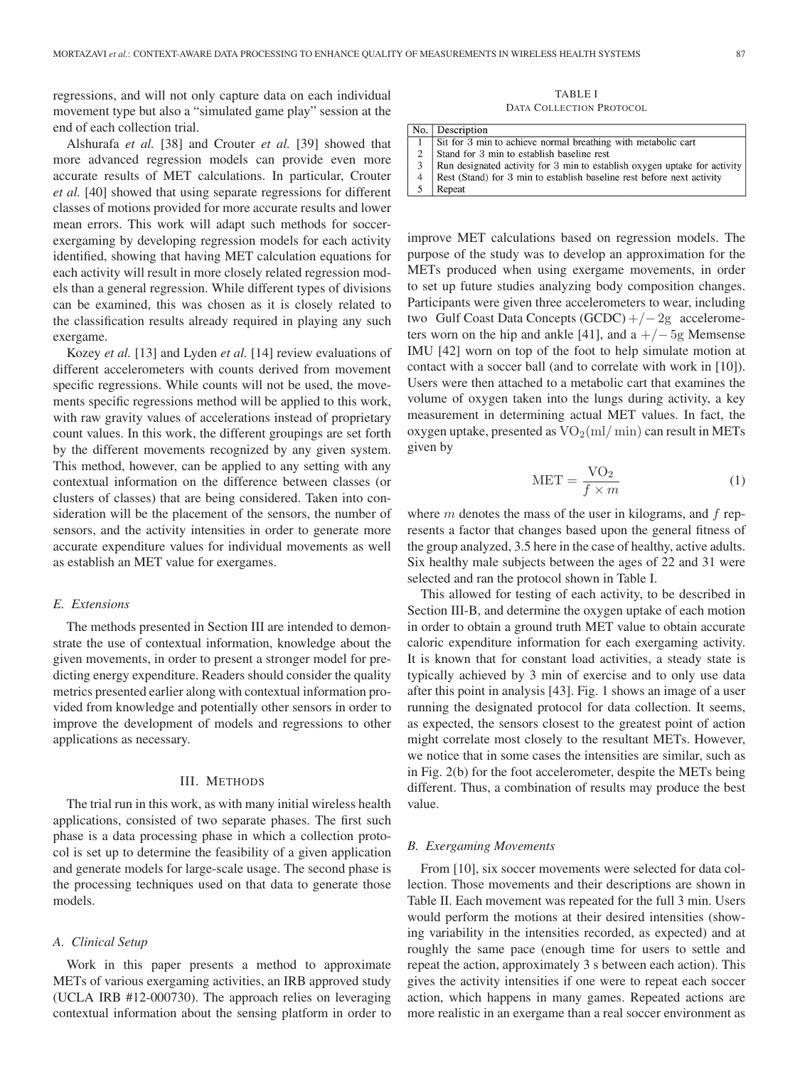regressions, and will not only capture data on each individual movement type but also a "simulated game play" session at the end of each collection trial.

Alshurafa *et al.* [38] and Crouter *et al.* [39] showed that more advanced regression models can provide even more accurate results of MET calculations. In particular, Crouter *et al.* [40] showed that using separate regressions for different classes of motions provided for more accurate results and lower mean errors. This work will adapt such methods for soccer-exergaming by developing regression models for each activity identified, showing that having MET calculation equations for each activity will result in more closely related regression models than a general regression. While different types of divisions can be examined, this was chosen as it is closely related to the classification results already required in playing any such exergame.

Kozey *et al.* [13] and Lyden *et al.* [14] review evaluations of different accelerometers with counts derived from movement specific regressions. While counts will not be used, the movements specific regressions method will be applied to this work, with raw gravity values of accelerations instead of proprietary count values. In this work, the different groupings are set forth by the different movements recognized by any given system. This method, however, can be applied to any setting with any contextual information on the difference between classes (or clusters of classes) that are being considered. Taken into consideration will be the placement of the sensors, the number of sensors, and the activity intensities in order to generate more accurate expenditure values for individual movements as well as establish an MET value for exergames.

### E. Extensions

The methods presented in Section III are intended to demonstrate the use of contextual information, knowledge about the given movements, in order to present a stronger model for predicting energy expenditure. Readers should consider the quality metrics presented earlier along with contextual information provided from knowledge and potentially other sensors in order to improve the development of models and regressions to other applications as necessary.

## III. Methods

The trial run in this work, as with many initial wireless health applications, consisted of two separate phases. The first such phase is a data processing phase in which a collection protocol is set up to determine the feasibility of a given application and generate models for large-scale usage. The second phase is the processing techniques used on that data to generate those models.

### A. Clinical Setup

Work in this paper presents a method to approximate METs of various exergaming activities, an IRB approved study (UCLA IRB #12-000730). The approach relies on leveraging contextual information about the sensing platform in order to improve MET calculations based on regression models. The purpose of the study was to develop an approximation for the METs produced when using exergame movements, in order to set up future studies analyzing body composition changes. Participants were given three accelerometers to wear, including two Gulf Coast Data Concepts (GCDC) $+/-2$g accelerometers worn on the hip and ankle [41], and a $+/-5$g Memsense IMU [42] worn on top of the foot to help simulate motion at contact with a soccer ball (and to correlate with work in [10]). Users were then attached to a metabolic cart that examines the volume of oxygen taken into the lungs during activity, a key measurement in determining actual MET values. In fact, the oxygen uptake, presented as $\mathrm{VO_2(ml/\,min)}$ can result in METs given by

$$\mathrm{MET} = \frac{\mathrm{VO_2}}{f \times m} \tag{1}$$

where $m$ denotes the mass of the user in kilograms, and $f$ represents a factor that changes based upon the general fitness of the group analyzed, 3.5 here in the case of healthy, active adults. Six healthy male subjects between the ages of 22 and 31 were selected and ran the protocol shown in Table I.

TABLE I
Data Collection Protocol

| No. | Description |
|---|---|
| 1 | Sit for 3 min to achieve normal breathing with metabolic cart |
| 2 | Stand for 3 min to establish baseline rest |
| 3 | Run designated activity for 3 min to establish oxygen uptake for activity |
| 4 | Rest (Stand) for 3 min to establish baseline rest before next activity |
| 5 | Repeat |

This allowed for testing of each activity, to be described in Section III-B, and determine the oxygen uptake of each motion in order to obtain a ground truth MET value to obtain accurate caloric expenditure information for each exergaming activity. It is known that for constant load activities, a steady state is typically achieved by 3 min of exercise and to only use data after this point in analysis [43]. Fig. 1 shows an image of a user running the designated protocol for data collection. It seems, as expected, the sensors closest to the greatest point of action might correlate most closely to the resultant METs. However, we notice that in some cases the intensities are similar, such as in Fig. 2(b) for the foot accelerometer, despite the METs being different. Thus, a combination of results may produce the best value.

### B. Exergaming Movements

From [10], six soccer movements were selected for data collection. Those movements and their descriptions are shown in Table II. Each movement was repeated for the full 3 min. Users would perform the motions at their desired intensities (showing variability in the intensities recorded, as expected) and at roughly the same pace (enough time for users to settle and repeat the action, approximately 3 s between each action). This gives the activity intensities if one were to repeat each soccer action, which happens in many games. Repeated actions are more realistic in an exergame than a real soccer environment as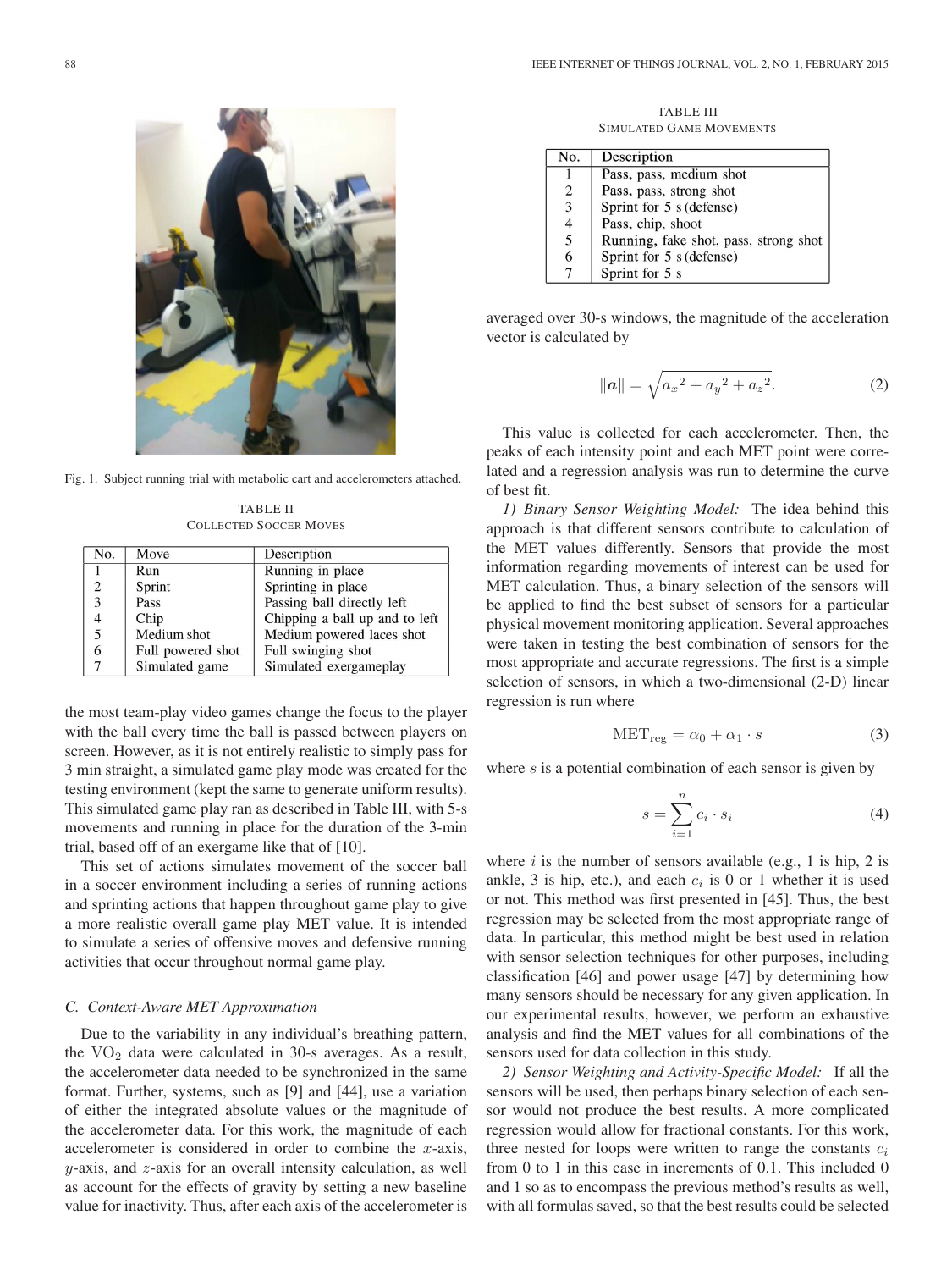Fig. 1. Subject running trial with metabolic cart and accelerometers attached.

TABLE II
COLLECTED SOCCER MOVES

| No. | Move | Description |
|---|---|---|
| 1 | Run | Running in place |
| 2 | Sprint | Sprinting in place |
| 3 | Pass | Passing ball directly left |
| 4 | Chip | Chipping a ball up and to left |
| 5 | Medium shot | Medium powered laces shot |
| 6 | Full powered shot | Full swinging shot |
| 7 | Simulated game | Simulated exergameplay |

the most team-play video games change the focus to the player with the ball every time the ball is passed between players on screen. However, as it is not entirely realistic to simply pass for 3 min straight, a simulated game play mode was created for the testing environment (kept the same to generate uniform results). This simulated game play ran as described in Table III, with 5-s movements and running in place for the duration of the 3-min trial, based off of an exergame like that of [10].

This set of actions simulates movement of the soccer ball in a soccer environment including a series of running actions and sprinting actions that happen throughout game play to give a more realistic overall game play MET value. It is intended to simulate a series of offensive moves and defensive running activities that occur throughout normal game play.

### C. Context-Aware MET Approximation

Due to the variability in any individual's breathing pattern, the $VO_2$ data were calculated in 30-s averages. As a result, the accelerometer data needed to be synchronized in the same format. Further, systems, such as [9] and [44], use a variation of either the integrated absolute values or the magnitude of the accelerometer data. For this work, the magnitude of each accelerometer is considered in order to combine the $x$-axis, $y$-axis, and $z$-axis for an overall intensity calculation, as well as account for the effects of gravity by setting a new baseline value for inactivity. Thus, after each axis of the accelerometer is

TABLE III
SIMULATED GAME MOVEMENTS

| No. | Description |
|---|---|
| 1 | Pass, pass, medium shot |
| 2 | Pass, pass, strong shot |
| 3 | Sprint for 5 s (defense) |
| 4 | Pass, chip, shoot |
| 5 | Running, fake shot, pass, strong shot |
| 6 | Sprint for 5 s (defense) |
| 7 | Sprint for 5 s |

averaged over 30-s windows, the magnitude of the acceleration vector is calculated by

$$\|\boldsymbol{a}\| = \sqrt{{a_x}^2 + {a_y}^2 + {a_z}^2}. \tag{2}$$

This value is collected for each accelerometer. Then, the peaks of each intensity point and each MET point were correlated and a regression analysis was run to determine the curve of best fit.

*1) Binary Sensor Weighting Model:* The idea behind this approach is that different sensors contribute to calculation of the MET values differently. Sensors that provide the most information regarding movements of interest can be used for MET calculation. Thus, a binary selection of the sensors will be applied to find the best subset of sensors for a particular physical movement monitoring application. Several approaches were taken in testing the best combination of sensors for the most appropriate and accurate regressions. The first is a simple selection of sensors, in which a two-dimensional (2-D) linear regression is run where

$$\text{MET}_{\text{reg}} = \alpha_0 + \alpha_1 \cdot s \tag{3}$$

where $s$ is a potential combination of each sensor is given by

$$s = \sum_{i=1}^{n} c_i \cdot s_i \tag{4}$$

where $i$ is the number of sensors available (e.g., 1 is hip, 2 is ankle, 3 is hip, etc.), and each $c_i$ is 0 or 1 whether it is used or not. This method was first presented in [45]. Thus, the best regression may be selected from the most appropriate range of data. In particular, this method might be best used in relation with sensor selection techniques for other purposes, including classification [46] and power usage [47] by determining how many sensors should be necessary for any given application. In our experimental results, however, we perform an exhaustive analysis and find the MET values for all combinations of the sensors used for data collection in this study.

*2) Sensor Weighting and Activity-Specific Model:* If all the sensors will be used, then perhaps binary selection of each sensor would not produce the best results. A more complicated regression would allow for fractional constants. For this work, three nested for loops were written to range the constants $c_i$ from 0 to 1 in this case in increments of 0.1. This included 0 and 1 so as to encompass the previous method's results as well, with all formulas saved, so that the best results could be selected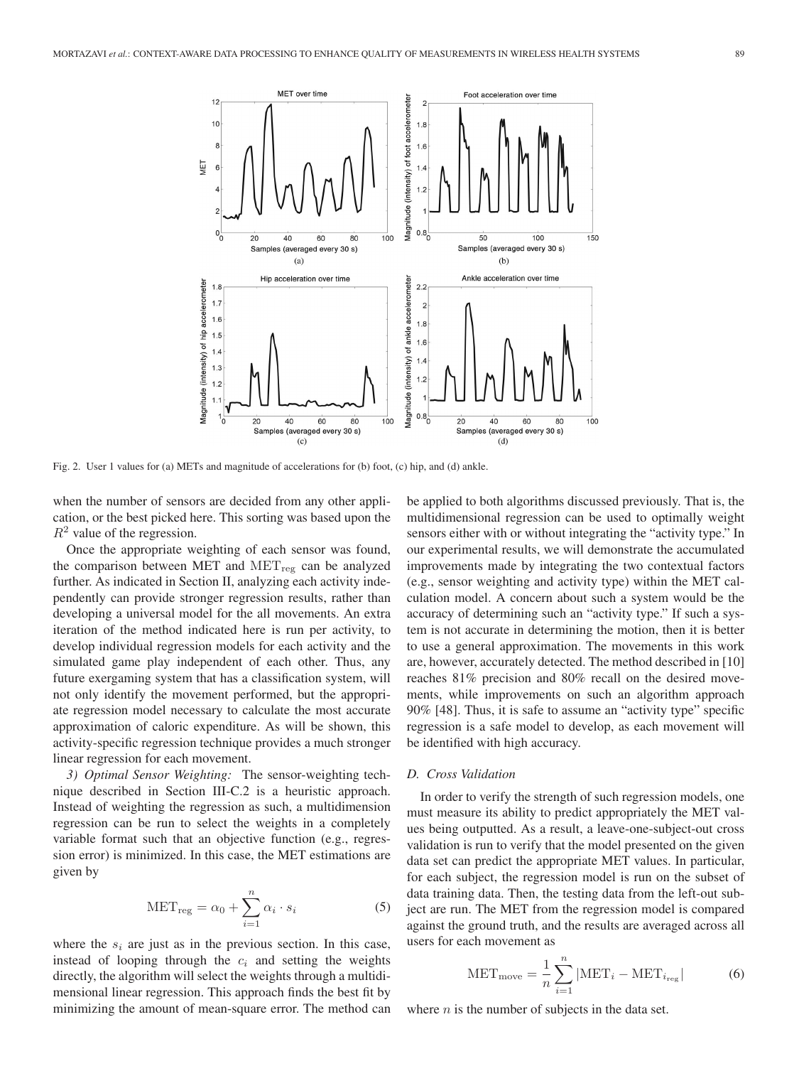MET over time

12

10

8

MET

6

4

2

0

0 20 40 60 80 100

Samples (averaged every 30 s)

(a)

Foot acceleration over time

Magnitude (intensity) of foot accelerometer

2

1.8

1.6

1.4

1.2

1

0.8

0 50 100 150

Samples (averaged every 30 s)

(b)

Hip acceleration over time

Magnitude (intensity) of hip accelerometer

1.8

1.7

1.6

1.5

1.4

1.3

1.2

1.1

1

0 20 40 60 80 100

Samples (averaged every 30 s)

(c)

Ankle acceleration over time

Magnitude (intensity) of ankle accelerometer

2.2

2

1.8

1.6

1.4

1.2

1

0.8

0 20 40 60 80 100

Samples (averaged every 30 s)

(d)

Fig. 2. User 1 values for (a) METs and magnitude of accelerations for (b) foot, (c) hip, and (d) ankle.

when the number of sensors are decided from any other application, or the best picked here. This sorting was based upon the $R^2$ value of the regression.

Once the appropriate weighting of each sensor was found, the comparison between MET and $\mathrm{MET}_{\mathrm{reg}}$ can be analyzed further. As indicated in Section II, analyzing each activity independently can provide stronger regression results, rather than developing a universal model for the all movements. An extra iteration of the method indicated here is run per activity, to develop individual regression models for each activity and the simulated game play independent of each other. Thus, any future exergaming system that has a classification system, will not only identify the movement performed, but the appropriate regression model necessary to calculate the most accurate approximation of caloric expenditure. As will be shown, this activity-specific regression technique provides a much stronger linear regression for each movement.

*3) Optimal Sensor Weighting:* The sensor-weighting technique described in Section III-C.2 is a heuristic approach. Instead of weighting the regression as such, a multidimension regression can be run to select the weights in a completely variable format such that an objective function (e.g., regression error) is minimized. In this case, the MET estimations are given by

$$\mathrm{MET}_{\mathrm{reg}} = \alpha_0 + \sum_{i=1}^{n} \alpha_i \cdot s_i \tag{5}$$

where the $s_i$ are just as in the previous section. In this case, instead of looping through the $c_i$ and setting the weights directly, the algorithm will select the weights through a multidimensional linear regression. This approach finds the best fit by minimizing the amount of mean-square error. The method can be applied to both algorithms discussed previously. That is, the multidimensional regression can be used to optimally weight sensors either with or without integrating the "activity type." In our experimental results, we will demonstrate the accumulated improvements made by integrating the two contextual factors (e.g., sensor weighting and activity type) within the MET calculation model. A concern about such a system would be the accuracy of determining such an "activity type." If such a system is not accurate in determining the motion, then it is better to use a general approximation. The movements in this work are, however, accurately detected. The method described in [10] reaches 81% precision and 80% recall on the desired movements, while improvements on such an algorithm approach 90% [48]. Thus, it is safe to assume an "activity type" specific regression is a safe model to develop, as each movement will be identified with high accuracy.

### D. Cross Validation

In order to verify the strength of such regression models, one must measure its ability to predict appropriately the MET values being outputted. As a result, a leave-one-subject-out cross validation is run to verify that the model presented on the given data set can predict the appropriate MET values. In particular, for each subject, the regression model is run on the subset of data training data. Then, the testing data from the left-out subject are run. The MET from the regression model is compared against the ground truth, and the results are averaged across all users for each movement as

$$\mathrm{MET}_{\mathrm{move}} = \frac{1}{n} \sum_{i=1}^{n} |\mathrm{MET}_i - \mathrm{MET}_{i_{\mathrm{reg}}}| \tag{6}$$

where $n$ is the number of subjects in the data set.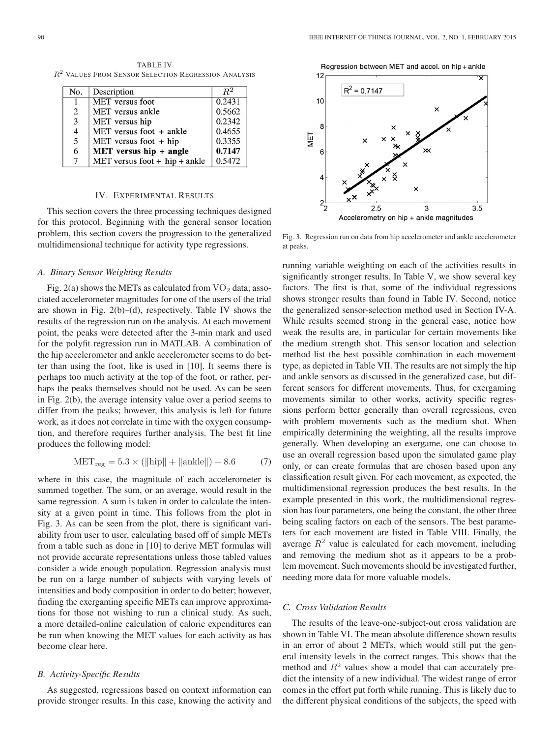TABLE IV
$R^2$ VALUES FROM SENSOR SELECTION REGRESSION ANALYSIS

| No. | Description | $R^2$ |
|---|---|---|
| 1 | MET versus foot | 0.2431 |
| 2 | MET versus ankle | 0.5662 |
| 3 | MET versus hip | 0.2342 |
| 4 | MET versus foot + ankle | 0.4655 |
| 5 | MET versus foot + hip | 0.3355 |
| 6 | **MET versus hip + angle** | **0.7147** |
| 7 | MET versus foot + hip + ankle | 0.5472 |

## IV. EXPERIMENTAL RESULTS

This section covers the three processing techniques designed for this protocol. Beginning with the general sensor location problem, this section covers the progression to the generalized multidimensional technique for activity type regressions.

### A. Binary Sensor Weighting Results

Fig. 2(a) shows the METs as calculated from $VO_2$ data; associated accelerometer magnitudes for one of the users of the trial are shown in Fig. 2(b)–(d), respectively. Table IV shows the results of the regression run on the analysis. At each movement point, the peaks were detected after the 3-min mark and used for the polyfit regression run in MATLAB. A combination of the hip accelerometer and ankle accelerometer seems to do better than using the foot, like is used in [10]. It seems there is perhaps too much activity at the top of the foot, or rather, perhaps the peaks themselves should not be used. As can be seen in Fig. 2(b), the average intensity value over a period seems to differ from the peaks; however, this analysis is left for future work, as it does not correlate in time with the oxygen consumption, and therefore requires further analysis. The best fit line produces the following model:

$$\text{MET}_{\text{reg}} = 5.3 \times (\|\text{hip}\| + \|\text{ankle}\|) - 8.6 \tag{7}$$

where in this case, the magnitude of each accelerometer is summed together. The sum, or an average, would result in the same regression. A sum is taken in order to calculate the intensity at a given point in time. This follows from the plot in Fig. 3. As can be seen from the plot, there is significant variability from user to user, calculating based off of simple METs from a table such as done in [10] to derive MET formulas will not provide accurate representations unless those tabled values consider a wide enough population. Regression analysis must be run on a large number of subjects with varying levels of intensities and body composition in order to do better; however, finding the exergaming specific METs can improve approximations for those not wishing to run a clinical study. As such, a more detailed-online calculation of caloric expenditures can be run when knowing the MET values for each activity as has become clear here.

### B. Activity-Specific Results

As suggested, regressions based on context information can provide stronger results. In this case, knowing the activity and running variable weighting on each of the activities results in significantly stronger results. In Table V, we show several key factors. The first is that, some of the individual regressions shows stronger results than found in Table IV. Second, notice the generalized sensor-selection method used in Section IV-A. While results seemed strong in the general case, notice how weak the results are, in particular for certain movements like the medium strength shot. This sensor location and selection method list the best possible combination in each movement type, as depicted in Table VII. The results are not simply the hip and ankle sensors as discussed in the generalized case, but different sensors for different movements. Thus, for exergaming movements similar to other works, activity specific regressions perform better generally than overall regressions, even with problem movements such as the medium shot. When empirically determining the weighting, all the results improve generally. When developing an exergame, one can choose to use an overall regression based upon the simulated game play only, or can create formulas that are chosen based upon any classification result given. For each movement, as expected, the multidimensional regression produces the best results. In the example presented in this work, the multidimensional regression has four parameters, one being the constant, the other three being scaling factors on each of the sensors. The best parameters for each movement are listed in Table VIII. Finally, the average $R^2$ value is calculated for each movement, including and removing the medium shot as it appears to be a problem movement. Such movements should be investigated further, needing more data for more valuable models.

Fig. 3. Regression run on data from hip accelerometer and ankle accelerometer at peaks.

### C. Cross Validation Results

The results of the leave-one-subject-out cross validation are shown in Table VI. The mean absolute difference shown results in an error of about 2 METs, which would still put the general intensity levels in the correct ranges. This shows that the method and $R^2$ values show a model that can accurately predict the intensity of a new individual. The widest range of error comes in the effort put forth while running. This is likely due to the different physical conditions of the subjects, the speed with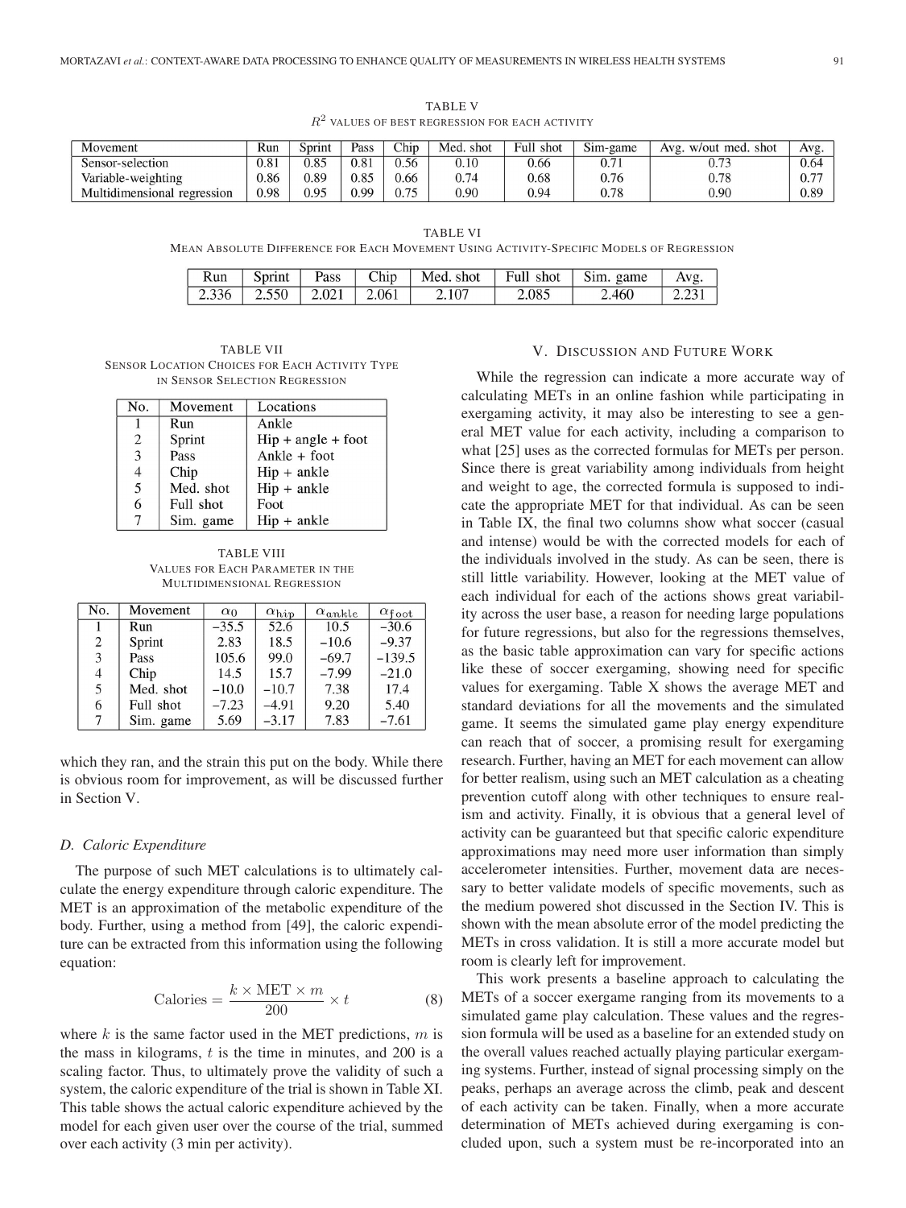TABLE V
$R^2$ VALUES OF BEST REGRESSION FOR EACH ACTIVITY

| Movement | Run | Sprint | Pass | Chip | Med. shot | Full shot | Sim-game | Avg. w/out med. shot | Avg. |
|---|---|---|---|---|---|---|---|---|---|
| Sensor-selection | 0.81 | 0.85 | 0.81 | 0.56 | 0.10 | 0.66 | 0.71 | 0.73 | 0.64 |
| Variable-weighting | 0.86 | 0.89 | 0.85 | 0.66 | 0.74 | 0.68 | 0.76 | 0.78 | 0.77 |
| Multidimensional regression | 0.98 | 0.95 | 0.99 | 0.75 | 0.90 | 0.94 | 0.78 | 0.90 | 0.89 |

TABLE VI
MEAN ABSOLUTE DIFFERENCE FOR EACH MOVEMENT USING ACTIVITY-SPECIFIC MODELS OF REGRESSION

| Run | Sprint | Pass | Chip | Med. shot | Full shot | Sim. game | Avg. |
|---|---|---|---|---|---|---|---|
| 2.336 | 2.550 | 2.021 | 2.061 | 2.107 | 2.085 | 2.460 | 2.231 |

TABLE VII
SENSOR LOCATION CHOICES FOR EACH ACTIVITY TYPE IN SENSOR SELECTION REGRESSION

| No. | Movement | Locations |
|---|---|---|
| 1 | Run | Ankle |
| 2 | Sprint | Hip + angle + foot |
| 3 | Pass | Ankle + foot |
| 4 | Chip | Hip + ankle |
| 5 | Med. shot | Hip + ankle |
| 6 | Full shot | Foot |
| 7 | Sim. game | Hip + ankle |

TABLE VIII
VALUES FOR EACH PARAMETER IN THE MULTIDIMENSIONAL REGRESSION

| No. | Movement | $\alpha_0$ | $\alpha_{hip}$ | $\alpha_{ankle}$ | $\alpha_{foot}$ |
|---|---|---|---|---|---|
| 1 | Run | −35.5 | 52.6 | 10.5 | −30.6 |
| 2 | Sprint | 2.83 | 18.5 | −10.6 | −9.37 |
| 3 | Pass | 105.6 | 99.0 | −69.7 | −139.5 |
| 4 | Chip | 14.5 | 15.7 | −7.99 | −21.0 |
| 5 | Med. shot | −10.0 | −10.7 | 7.38 | 17.4 |
| 6 | Full shot | −7.23 | −4.91 | 9.20 | 5.40 |
| 7 | Sim. game | 5.69 | −3.17 | 7.83 | −7.61 |

which they ran, and the strain this put on the body. While there is obvious room for improvement, as will be discussed further in Section V.

### D. Caloric Expenditure

The purpose of such MET calculations is to ultimately calculate the energy expenditure through caloric expenditure. The MET is an approximation of the metabolic expenditure of the body. Further, using a method from [49], the caloric expenditure can be extracted from this information using the following equation:

$$\text{Calories} = \frac{k \times \text{MET} \times m}{200} \times t \tag{8}$$

where $k$ is the same factor used in the MET predictions, $m$ is the mass in kilograms, $t$ is the time in minutes, and 200 is a scaling factor. Thus, to ultimately prove the validity of such a system, the caloric expenditure of the trial is shown in Table XI. This table shows the actual caloric expenditure achieved by the model for each given user over the course of the trial, summed over each activity (3 min per activity).

## V. DISCUSSION AND FUTURE WORK

While the regression can indicate a more accurate way of calculating METs in an online fashion while participating in exergaming activity, it may also be interesting to see a general MET value for each activity, including a comparison to what [25] uses as the corrected formulas for METs per person. Since there is great variability among individuals from height and weight to age, the corrected formula is supposed to indicate the appropriate MET for that individual. As can be seen in Table IX, the final two columns show what soccer (casual and intense) would be with the corrected models for each of the individuals involved in the study. As can be seen, there is still little variability. However, looking at the MET value of each individual for each of the actions shows great variability across the user base, a reason for needing large populations for future regressions, but also for the regressions themselves, as the basic table approximation can vary for specific actions like these of soccer exergaming, showing need for specific values for exergaming. Table X shows the average MET and standard deviations for all the movements and the simulated game. It seems the simulated game play energy expenditure can reach that of soccer, a promising result for exergaming research. Further, having an MET for each movement can allow for better realism, using such an MET calculation as a cheating prevention cutoff along with other techniques to ensure realism and activity. Finally, it is obvious that a general level of activity can be guaranteed but that specific caloric expenditure approximations may need more user information than simply accelerometer intensities. Further, movement data are necessary to better validate models of specific movements, such as the medium powered shot discussed in the Section IV. This is shown with the mean absolute error of the model predicting the METs in cross validation. It is still a more accurate model but room is clearly left for improvement.

This work presents a baseline approach to calculating the METs of a soccer exergame ranging from its movements to a simulated game play calculation. These values and the regression formula will be used as a baseline for an extended study on the overall values reached actually playing particular exergaming systems. Further, instead of signal processing simply on the peaks, perhaps an average across the climb, peak and descent of each activity can be taken. Finally, when a more accurate determination of METs achieved during exergaming is concluded upon, such a system must be re-incorporated into an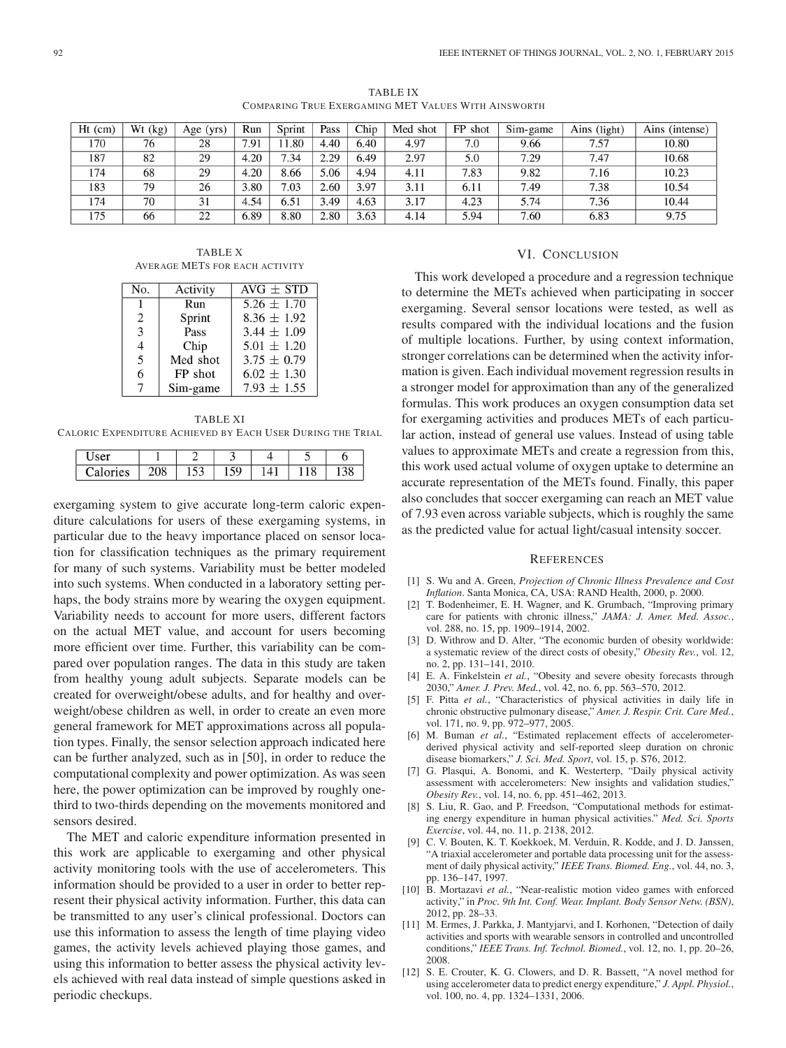TABLE IX
COMPARING TRUE EXERGAMING MET VALUES WITH AINSWORTH

| Ht (cm) | Wt (kg) | Age (yrs) | Run | Sprint | Pass | Chip | Med shot | FP shot | Sim-game | Ains (light) | Ains (intense) |
|---|---|---|---|---|---|---|---|---|---|---|---|
| 170 | 76 | 28 | 7.91 | 11.80 | 4.40 | 6.40 | 4.97 | 7.0 | 9.66 | 7.57 | 10.80 |
| 187 | 82 | 29 | 4.20 | 7.34 | 2.29 | 6.49 | 2.97 | 5.0 | 7.29 | 7.47 | 10.68 |
| 174 | 68 | 29 | 4.20 | 8.66 | 5.06 | 4.94 | 4.11 | 7.83 | 9.82 | 7.16 | 10.23 |
| 183 | 79 | 26 | 3.80 | 7.03 | 2.60 | 3.97 | 3.11 | 6.11 | 7.49 | 7.38 | 10.54 |
| 174 | 70 | 31 | 4.54 | 6.51 | 3.49 | 4.63 | 3.17 | 4.23 | 5.74 | 7.36 | 10.44 |
| 175 | 66 | 22 | 6.89 | 8.80 | 2.80 | 3.63 | 4.14 | 5.94 | 7.60 | 6.83 | 9.75 |

TABLE X
AVERAGE METS FOR EACH ACTIVITY

| No. | Activity | AVG $\pm$ STD |
|---|---|---|
| 1 | Run | 5.26 $\pm$ 1.70 |
| 2 | Sprint | 8.36 $\pm$ 1.92 |
| 3 | Pass | 3.44 $\pm$ 1.09 |
| 4 | Chip | 5.01 $\pm$ 1.20 |
| 5 | Med shot | 3.75 $\pm$ 0.79 |
| 6 | FP shot | 6.02 $\pm$ 1.30 |
| 7 | Sim-game | 7.93 $\pm$ 1.55 |

TABLE XI
CALORIC EXPENDITURE ACHIEVED BY EACH USER DURING THE TRIAL

| User | 1 | 2 | 3 | 4 | 5 | 6 |
|---|---|---|---|---|---|---|
| Calories | 208 | 153 | 159 | 141 | 118 | 138 |

exergaming system to give accurate long-term caloric expenditure calculations for users of these exergaming systems, in particular due to the heavy importance placed on sensor location for classification techniques as the primary requirement for many of such systems. Variability must be better modeled into such systems. When conducted in a laboratory setting perhaps, the body strains more by wearing the oxygen equipment. Variability needs to account for more users, different factors on the actual MET value, and account for users becoming more efficient over time. Further, this variability can be compared over population ranges. The data in this study are taken from healthy young adult subjects. Separate models can be created for overweight/obese adults, and for healthy and overweight/obese children as well, in order to create an even more general framework for MET approximations across all population types. Finally, the sensor selection approach indicated here can be further analyzed, such as in [50], in order to reduce the computational complexity and power optimization. As was seen here, the power optimization can be improved by roughly one-third to two-thirds depending on the movements monitored and sensors desired.

The MET and caloric expenditure information presented in this work are applicable to exergaming and other physical activity monitoring tools with the use of accelerometers. This information should be provided to a user in order to better represent their physical activity information. Further, this data can be transmitted to any user's clinical professional. Doctors can use this information to assess the length of time playing video games, the activity levels achieved playing those games, and using this information to better assess the physical activity levels achieved with real data instead of simple questions asked in periodic checkups.

## VI. CONCLUSION

This work developed a procedure and a regression technique to determine the METs achieved when participating in soccer exergaming. Several sensor locations were tested, as well as results compared with the individual locations and the fusion of multiple locations. Further, by using context information, stronger correlations can be determined when the activity information is given. Each individual movement regression results in a stronger model for approximation than any of the generalized formulas. This work produces an oxygen consumption data set for exergaming activities and produces METs of each particular action, instead of general use values. Instead of using table values to approximate METs and create a regression from this, this work used actual volume of oxygen uptake to determine an accurate representation of the METs found. Finally, this paper also concludes that soccer exergaming can reach an MET value of 7.93 even across variable subjects, which is roughly the same as the predicted value for actual light/casual intensity soccer.

## REFERENCES

[1] S. Wu and A. Green, *Projection of Chronic Illness Prevalence and Cost Inflation*. Santa Monica, CA, USA: RAND Health, 2000, p. 2000.

[2] T. Bodenheimer, E. H. Wagner, and K. Grumbach, "Improving primary care for patients with chronic illness," *JAMA: J. Amer. Med. Assoc.*, vol. 288, no. 15, pp. 1909–1914, 2002.

[3] D. Withrow and D. Alter, "The economic burden of obesity worldwide: a systematic review of the direct costs of obesity," *Obesity Rev.*, vol. 12, no. 2, pp. 131–141, 2010.

[4] E. A. Finkelstein *et al.*, "Obesity and severe obesity forecasts through 2030," *Amer. J. Prev. Med.*, vol. 42, no. 6, pp. 563–570, 2012.

[5] F. Pitta *et al.*, "Characteristics of physical activities in daily life in chronic obstructive pulmonary disease," *Amer. J. Respir. Crit. Care Med.*, vol. 171, no. 9, pp. 972–977, 2005.

[6] M. Buman *et al.*, "Estimated replacement effects of accelerometer-derived physical activity and self-reported sleep duration on chronic disease biomarkers," *J. Sci. Med. Sport*, vol. 15, p. S76, 2012.

[7] G. Plasqui, A. Bonomi, and K. Westerterp, "Daily physical activity assessment with accelerometers: New insights and validation studies," *Obesity Rev.*, vol. 14, no. 6, pp. 451–462, 2013.

[8] S. Liu, R. Gao, and P. Freedson, "Computational methods for estimating energy expenditure in human physical activities." *Med. Sci. Sports Exercise*, vol. 44, no. 11, p. 2138, 2012.

[9] C. V. Bouten, K. T. Koekkoek, M. Verduin, R. Kodde, and J. D. Janssen, "A triaxial accelerometer and portable data processing unit for the assessment of daily physical activity," *IEEE Trans. Biomed. Eng.*, vol. 44, no. 3, pp. 136–147, 1997.

[10] B. Mortazavi *et al.*, "Near-realistic motion video games with enforced activity," in *Proc. 9th Int. Conf. Wear. Implant. Body Sensor Netw. (BSN)*, 2012, pp. 28–33.

[11] M. Ermes, J. Parkka, J. Mantyjarvi, and I. Korhonen, "Detection of daily activities and sports with wearable sensors in controlled and uncontrolled conditions," *IEEE Trans. Inf. Technol. Biomed.*, vol. 12, no. 1, pp. 20–26, 2008.

[12] S. E. Crouter, K. G. Clowers, and D. R. Bassett, "A novel method for using accelerometer data to predict energy expenditure," *J. Appl. Physiol.*, vol. 100, no. 4, pp. 1324–1331, 2006.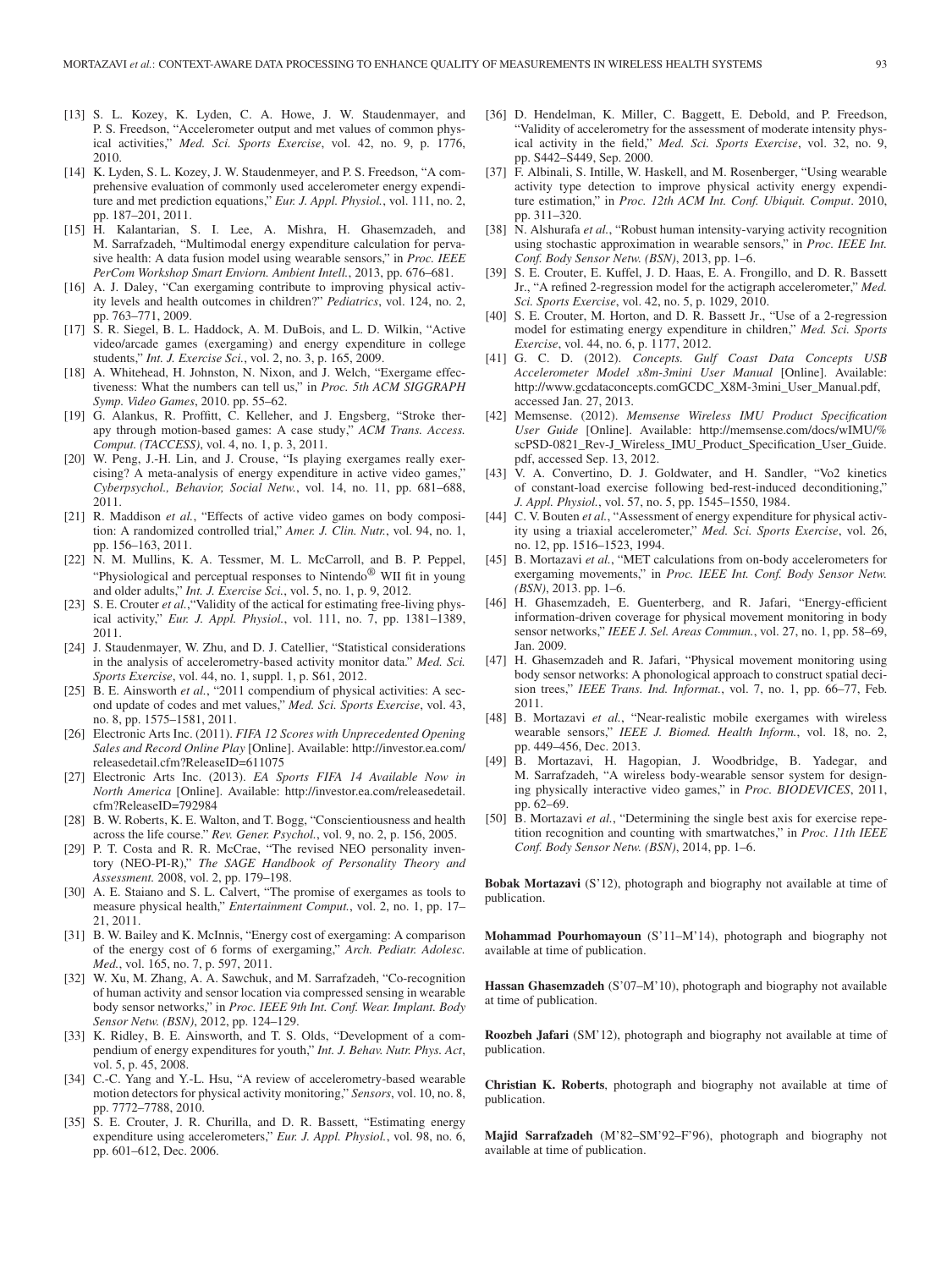[13] S. L. Kozey, K. Lyden, C. A. Howe, J. W. Staudenmayer, and P. S. Freedson, "Accelerometer output and met values of common physical activities," *Med. Sci. Sports Exercise*, vol. 42, no. 9, p. 1776, 2010.

[14] K. Lyden, S. L. Kozey, J. W. Staudenmeyer, and P. S. Freedson, "A comprehensive evaluation of commonly used accelerometer energy expenditure and met prediction equations," *Eur. J. Appl. Physiol.*, vol. 111, no. 2, pp. 187–201, 2011.

[15] H. Kalantarian, S. I. Lee, A. Mishra, H. Ghasemzadeh, and M. Sarrafzadeh, "Multimodal energy expenditure calculation for pervasive health: A data fusion model using wearable sensors," in *Proc. IEEE PerCom Workshop Smart Enviorn. Ambient Intell.*, 2013, pp. 676–681.

[16] A. J. Daley, "Can exergaming contribute to improving physical activity levels and health outcomes in children?" *Pediatrics*, vol. 124, no. 2, pp. 763–771, 2009.

[17] S. R. Siegel, B. L. Haddock, A. M. DuBois, and L. D. Wilkin, "Active video/arcade games (exergaming) and energy expenditure in college students," *Int. J. Exercise Sci.*, vol. 2, no. 3, p. 165, 2009.

[18] A. Whitehead, H. Johnston, N. Nixon, and J. Welch, "Exergame effectiveness: What the numbers can tell us," in *Proc. 5th ACM SIGGRAPH Symp. Video Games*, 2010. pp. 55–62.

[19] G. Alankus, R. Proffitt, C. Kelleher, and J. Engsberg, "Stroke therapy through motion-based games: A case study," *ACM Trans. Access. Comput. (TACCESS)*, vol. 4, no. 1, p. 3, 2011.

[20] W. Peng, J.-H. Lin, and J. Crouse, "Is playing exergames really exercising? A meta-analysis of energy expenditure in active video games," *Cyberpsychol., Behavior, Social Netw.*, vol. 14, no. 11, pp. 681–688, 2011.

[21] R. Maddison *et al.*, "Effects of active video games on body composition: A randomized controlled trial," *Amer. J. Clin. Nutr.*, vol. 94, no. 1, pp. 156–163, 2011.

[22] N. M. Mullins, K. A. Tessmer, M. L. McCarroll, and B. P. Peppel, "Physiological and perceptual responses to Nintendo® WII fit in young and older adults," *Int. J. Exercise Sci.*, vol. 5, no. 1, p. 9, 2012.

[23] S. E. Crouter *et al.*,"Validity of the actical for estimating free-living physical activity," *Eur. J. Appl. Physiol.*, vol. 111, no. 7, pp. 1381–1389, 2011.

[24] J. Staudenmayer, W. Zhu, and D. J. Catellier, "Statistical considerations in the analysis of accelerometry-based activity monitor data." *Med. Sci. Sports Exercise*, vol. 44, no. 1, suppl. 1, p. S61, 2012.

[25] B. E. Ainsworth *et al.*, "2011 compendium of physical activities: A second update of codes and met values," *Med. Sci. Sports Exercise*, vol. 43, no. 8, pp. 1575–1581, 2011.

[26] Electronic Arts Inc. (2011). *FIFA 12 Scores with Unprecedented Opening Sales and Record Online Play* [Online]. Available: http://investor.ea.com/releasedetail.cfm?ReleaseID=611075

[27] Electronic Arts Inc. (2013). *EA Sports FIFA 14 Available Now in North America* [Online]. Available: http://investor.ea.com/releasedetail.cfm?ReleaseID=792984

[28] B. W. Roberts, K. E. Walton, and T. Bogg, "Conscientiousness and health across the life course." *Rev. Gener. Psychol.*, vol. 9, no. 2, p. 156, 2005.

[29] P. T. Costa and R. R. McCrae, "The revised NEO personality inventory (NEO-PI-R)," *The SAGE Handbook of Personality Theory and Assessment.* 2008, vol. 2, pp. 179–198.

[30] A. E. Staiano and S. L. Calvert, "The promise of exergames as tools to measure physical health," *Entertainment Comput.*, vol. 2, no. 1, pp. 17–21, 2011.

[31] B. W. Bailey and K. McInnis, "Energy cost of exergaming: A comparison of the energy cost of 6 forms of exergaming," *Arch. Pediatr. Adolesc. Med.*, vol. 165, no. 7, p. 597, 2011.

[32] W. Xu, M. Zhang, A. A. Sawchuk, and M. Sarrafzadeh, "Co-recognition of human activity and sensor location via compressed sensing in wearable body sensor networks," in *Proc. IEEE 9th Int. Conf. Wear. Implant. Body Sensor Netw. (BSN)*, 2012, pp. 124–129.

[33] K. Ridley, B. E. Ainsworth, and T. S. Olds, "Development of a compendium of energy expenditures for youth," *Int. J. Behav. Nutr. Phys. Act*, vol. 5, p. 45, 2008.

[34] C.-C. Yang and Y.-L. Hsu, "A review of accelerometry-based wearable motion detectors for physical activity monitoring," *Sensors*, vol. 10, no. 8, pp. 7772–7788, 2010.

[35] S. E. Crouter, J. R. Churilla, and D. R. Bassett, "Estimating energy expenditure using accelerometers," *Eur. J. Appl. Physiol.*, vol. 98, no. 6, pp. 601–612, Dec. 2006.

[36] D. Hendelman, K. Miller, C. Baggett, E. Debold, and P. Freedson, "Validity of accelerometry for the assessment of moderate intensity physical activity in the field," *Med. Sci. Sports Exercise*, vol. 32, no. 9, pp. S442–S449, Sep. 2000.

[37] F. Albinali, S. Intille, W. Haskell, and M. Rosenberger, "Using wearable activity type detection to improve physical activity energy expenditure estimation," in *Proc. 12th ACM Int. Conf. Ubiquit. Comput*. 2010, pp. 311–320.

[38] N. Alshurafa *et al.*, "Robust human intensity-varying activity recognition using stochastic approximation in wearable sensors," in *Proc. IEEE Int. Conf. Body Sensor Netw. (BSN)*, 2013, pp. 1–6.

[39] S. E. Crouter, E. Kuffel, J. D. Haas, E. A. Frongillo, and D. R. Bassett Jr., "A refined 2-regression model for the actigraph accelerometer," *Med. Sci. Sports Exercise*, vol. 42, no. 5, p. 1029, 2010.

[40] S. E. Crouter, M. Horton, and D. R. Bassett Jr., "Use of a 2-regression model for estimating energy expenditure in children," *Med. Sci. Sports Exercise*, vol. 44, no. 6, p. 1177, 2012.

[41] G. C. D. (2012). *Concepts. Gulf Coast Data Concepts USB Accelerometer Model x8m-3mini User Manual* [Online]. Available: http://www.gcdataconcepts.comGCDC_X8M-3mini_User_Manual.pdf, accessed Jan. 27, 2013.

[42] Memsense. (2012). *Memsense Wireless IMU Product Specification User Guide* [Online]. Available: http://memsense.com/docs/wIMU/%scPSD-0821_Rev-J_Wireless_IMU_Product_Specification_User_Guide.pdf, accessed Sep. 13, 2012.

[43] V. A. Convertino, D. J. Goldwater, and H. Sandler, "Vo2 kinetics of constant-load exercise following bed-rest-induced deconditioning," *J. Appl. Physiol.*, vol. 57, no. 5, pp. 1545–1550, 1984.

[44] C. V. Bouten *et al.*, "Assessment of energy expenditure for physical activity using a triaxial accelerometer," *Med. Sci. Sports Exercise*, vol. 26, no. 12, pp. 1516–1523, 1994.

[45] B. Mortazavi *et al.*, "MET calculations from on-body accelerometers for exergaming movements," in *Proc. IEEE Int. Conf. Body Sensor Netw. (BSN)*, 2013. pp. 1–6.

[46] H. Ghasemzadeh, E. Guenterberg, and R. Jafari, "Energy-efficient information-driven coverage for physical movement monitoring in body sensor networks," *IEEE J. Sel. Areas Commun.*, vol. 27, no. 1, pp. 58–69, Jan. 2009.

[47] H. Ghasemzadeh and R. Jafari, "Physical movement monitoring using body sensor networks: A phonological approach to construct spatial decision trees," *IEEE Trans. Ind. Informat.*, vol. 7, no. 1, pp. 66–77, Feb. 2011.

[48] B. Mortazavi *et al.*, "Near-realistic mobile exergames with wireless wearable sensors," *IEEE J. Biomed. Health Inform.*, vol. 18, no. 2, pp. 449–456, Dec. 2013.

[49] B. Mortazavi, H. Hagopian, J. Woodbridge, B. Yadegar, and M. Sarrafzadeh, "A wireless body-wearable sensor system for designing physically interactive video games," in *Proc. BIODEVICES*, 2011, pp. 62–69.

[50] B. Mortazavi *et al.*, "Determining the single best axis for exercise repetition recognition and counting with smartwatches," in *Proc. 11th IEEE Conf. Body Sensor Netw. (BSN)*, 2014, pp. 1–6.

**Bobak Mortazavi** (S'12), photograph and biography not available at time of publication.

**Mohammad Pourhomayoun** (S'11–M'14), photograph and biography not available at time of publication.

**Hassan Ghasemzadeh** (S'07–M'10), photograph and biography not available at time of publication.

**Roozbeh Jafari** (SM'12), photograph and biography not available at time of publication.

**Christian K. Roberts**, photograph and biography not available at time of publication.

**Majid Sarrafzadeh** (M'82–SM'92–F'96), photograph and biography not available at time of publication.